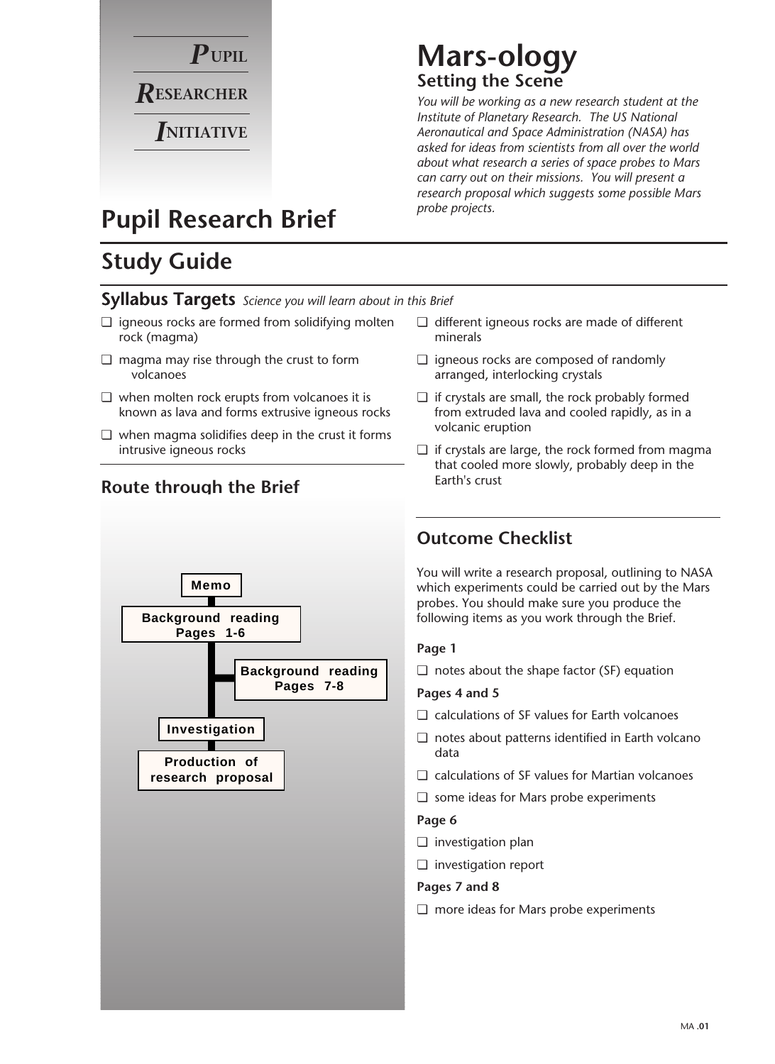*P*UPIL
*R*ESEARCHER
*I*NITIATIVE

# Mars-ology

## Setting the Scene

*You will be working as a new research student at the Institute of Planetary Research. The US National Aeronautical and Space Administration (NASA) has asked for ideas from scientists from all over the world about what research a series of space probes to Mars can carry out on their missions. You will present a research proposal which suggests some possible Mars probe projects.*

# Pupil Research Brief

## Study Guide

### Syllabus Targets *Science you will learn about in this Brief*

- ❑ igneous rocks are formed from solidifying molten rock (magma)
- ❑ magma may rise through the crust to form volcanoes
- ❑ when molten rock erupts from volcanoes it is known as lava and forms extrusive igneous rocks
- ❑ when magma solidifies deep in the crust it forms intrusive igneous rocks
- ❑ different igneous rocks are made of different minerals
- ❑ igneous rocks are composed of randomly arranged, interlocking crystals
- ❑ if crystals are small, the rock probably formed from extruded lava and cooled rapidly, as in a volcanic eruption
- ❑ if crystals are large, the rock formed from magma that cooled more slowly, probably deep in the Earth's crust

## Route through the Brief

- Memo
- Background reading Pages 1-6
  - Background reading Pages 7-8
- Investigation
- Production of research proposal

## Outcome Checklist

You will write a research proposal, outlining to NASA which experiments could be carried out by the Mars probes. You should make sure you produce the following items as you work through the Brief.

**Page 1**

- ❑ notes about the shape factor (SF) equation

**Pages 4 and 5**

- ❑ calculations of SF values for Earth volcanoes
- ❑ notes about patterns identified in Earth volcano data
- ❑ calculations of SF values for Martian volcanoes
- ❑ some ideas for Mars probe experiments

**Page 6**

- ❑ investigation plan
- ❑ investigation report

**Pages 7 and 8**

- ❑ more ideas for Mars probe experiments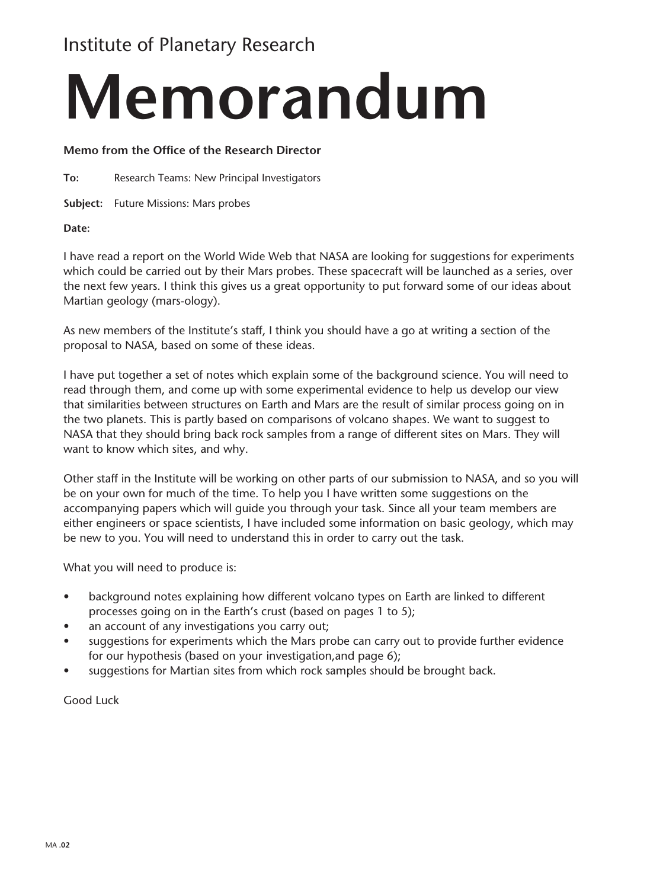Institute of Planetary Research

# Memorandum

**Memo from the Office of the Research Director**

**To:** Research Teams: New Principal Investigators

**Subject:** Future Missions: Mars probes

**Date:**

I have read a report on the World Wide Web that NASA are looking for suggestions for experiments which could be carried out by their Mars probes. These spacecraft will be launched as a series, over the next few years. I think this gives us a great opportunity to put forward some of our ideas about Martian geology (mars-ology).

As new members of the Institute's staff, I think you should have a go at writing a section of the proposal to NASA, based on some of these ideas.

I have put together a set of notes which explain some of the background science. You will need to read through them, and come up with some experimental evidence to help us develop our view that similarities between structures on Earth and Mars are the result of similar process going on in the two planets. This is partly based on comparisons of volcano shapes. We want to suggest to NASA that they should bring back rock samples from a range of different sites on Mars. They will want to know which sites, and why.

Other staff in the Institute will be working on other parts of our submission to NASA, and so you will be on your own for much of the time. To help you I have written some suggestions on the accompanying papers which will guide you through your task. Since all your team members are either engineers or space scientists, I have included some information on basic geology, which may be new to you. You will need to understand this in order to carry out the task.

What you will need to produce is:

- background notes explaining how different volcano types on Earth are linked to different processes going on in the Earth's crust (based on pages 1 to 5);
- an account of any investigations you carry out;
- suggestions for experiments which the Mars probe can carry out to provide further evidence for our hypothesis (based on your investigation,and page 6);
- suggestions for Martian sites from which rock samples should be brought back.

Good Luck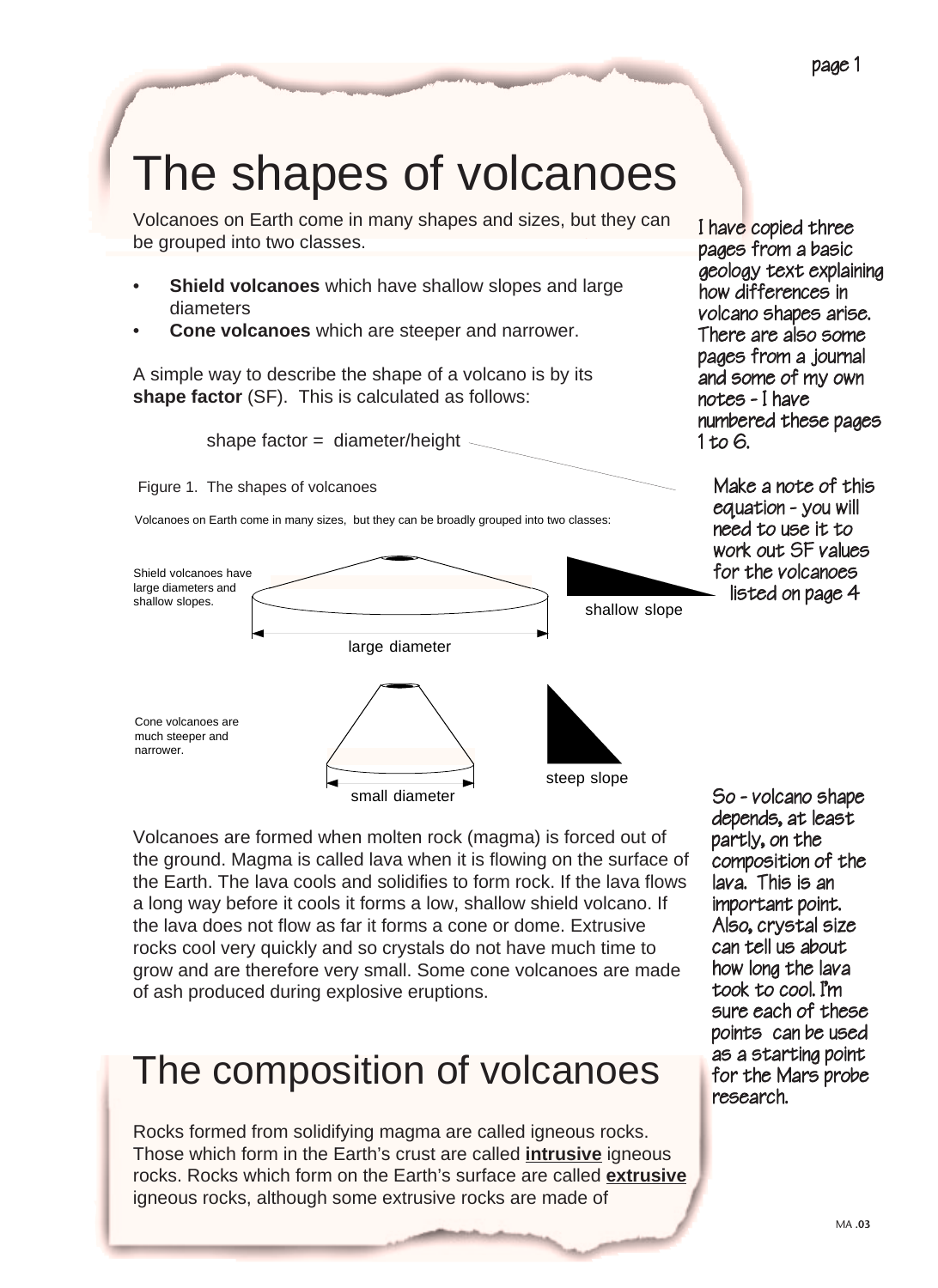# The shapes of volcanoes

Volcanoes on Earth come in many shapes and sizes, but they can be grouped into two classes.

- **Shield volcanoes** which have shallow slopes and large diameters
- **Cone volcanoes** which are steeper and narrower.

A simple way to describe the shape of a volcano is by its **shape factor** (SF). This is calculated as follows:

shape factor = diameter/height

I have copied three pages from a basic geology text explaining how differences in volcano shapes arise. There are also some pages from a journal and some of my own notes - I have numbered these pages 1 to 6.

Make a note of this equation - you will need to use it to work out SF values for the volcanoes listed on page 4

Figure 1. The shapes of volcanoes

Volcanoes on Earth come in many sizes, but they can be broadly grouped into two classes:

Shield volcanoes have large diameters and shallow slopes.

shallow slope

large diameter

Cone volcanoes are much steeper and narrower.

steep slope

small diameter

Volcanoes are formed when molten rock (magma) is forced out of the ground. Magma is called lava when it is flowing on the surface of the Earth. The lava cools and solidifies to form rock. If the lava flows a long way before it cools it forms a low, shallow shield volcano. If the lava does not flow as far it forms a cone or dome. Extrusive rocks cool very quickly and so crystals do not have much time to grow and are therefore very small. Some cone volcanoes are made of ash produced during explosive eruptions.

So - volcano shape depends, at least partly, on the composition of the lava. This is an important point. Also, crystal size can tell us about how long the lava took to cool. I'm sure each of these points can be used as a starting point for the Mars probe research.

# The composition of volcanoes

Rocks formed from solidifying magma are called igneous rocks. Those which form in the Earth's crust are called **intrusive** igneous rocks. Rocks which form on the Earth's surface are called **extrusive** igneous rocks, although some extrusive rocks are made of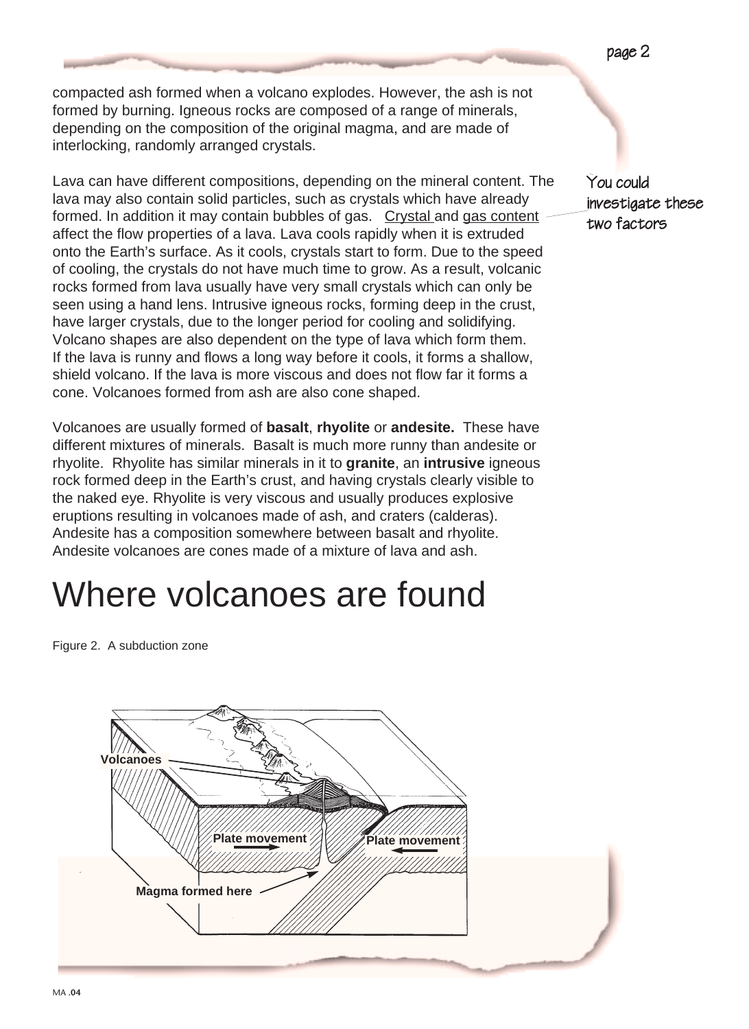compacted ash formed when a volcano explodes. However, the ash is not formed by burning. Igneous rocks are composed of a range of minerals, depending on the composition of the original magma, and are made of interlocking, randomly arranged crystals.

Lava can have different compositions, depending on the mineral content. The lava may also contain solid particles, such as crystals which have already formed. In addition it may contain bubbles of gas. Crystal and gas content affect the flow properties of a lava. Lava cools rapidly when it is extruded onto the Earth's surface. As it cools, crystals start to form. Due to the speed of cooling, the crystals do not have much time to grow. As a result, volcanic rocks formed from lava usually have very small crystals which can only be seen using a hand lens. Intrusive igneous rocks, forming deep in the crust, have larger crystals, due to the longer period for cooling and solidifying. Volcano shapes are also dependent on the type of lava which form them. If the lava is runny and flows a long way before it cools, it forms a shallow, shield volcano. If the lava is more viscous and does not flow far it forms a cone. Volcanoes formed from ash are also cone shaped.

*You could investigate these two factors*

Volcanoes are usually formed of **basalt**, **rhyolite** or **andesite.** These have different mixtures of minerals. Basalt is much more runny than andesite or rhyolite. Rhyolite has similar minerals in it to **granite**, an **intrusive** igneous rock formed deep in the Earth's crust, and having crystals clearly visible to the naked eye. Rhyolite is very viscous and usually produces explosive eruptions resulting in volcanoes made of ash, and craters (calderas). Andesite has a composition somewhere between basalt and rhyolite. Andesite volcanoes are cones made of a mixture of lava and ash.

# Where volcanoes are found

Figure 2. A subduction zone

Volcanoes

Plate movement

Plate movement

Magma formed here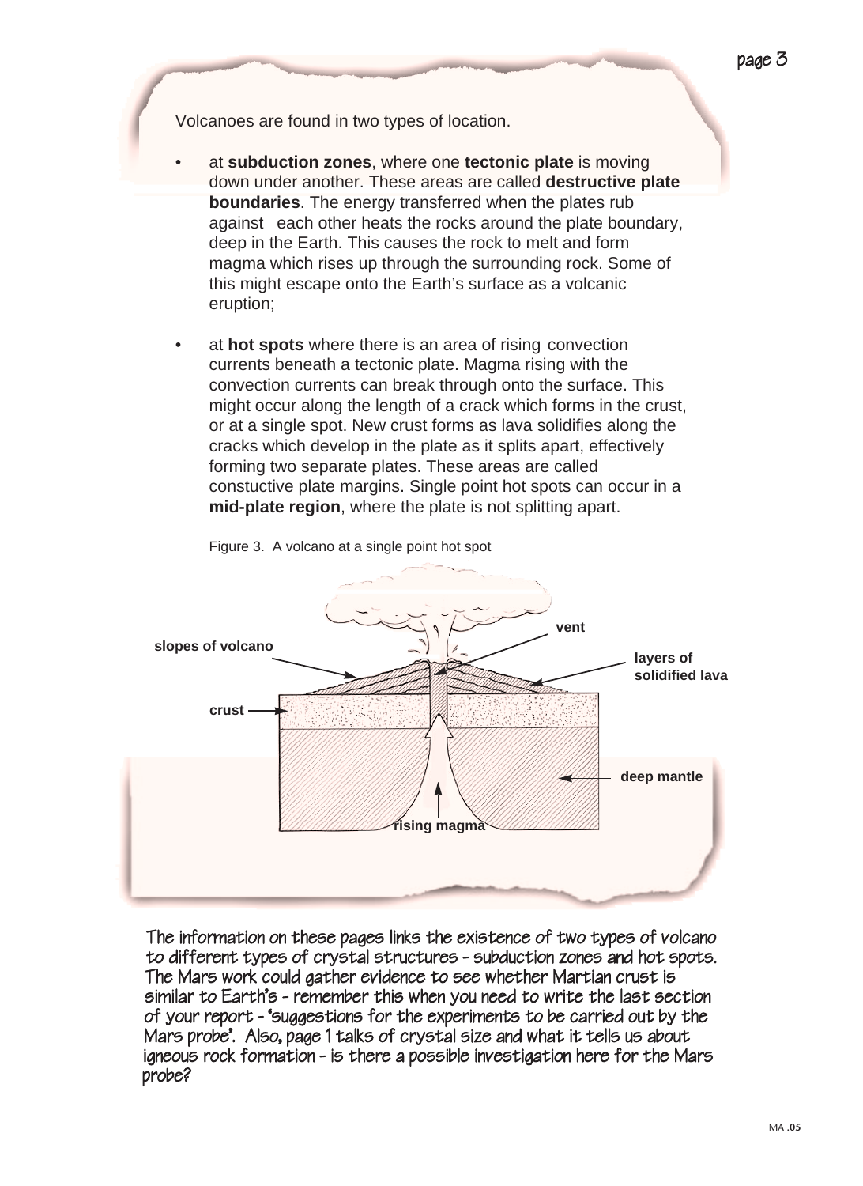Volcanoes are found in two types of location.

- at **subduction zones**, where one **tectonic plate** is moving down under another. These areas are called **destructive plate boundaries**. The energy transferred when the plates rub against each other heats the rocks around the plate boundary, deep in the Earth. This causes the rock to melt and form magma which rises up through the surrounding rock. Some of this might escape onto the Earth's surface as a volcanic eruption;

- at **hot spots** where there is an area of rising convection currents beneath a tectonic plate. Magma rising with the convection currents can break through onto the surface. This might occur along the length of a crack which forms in the crust, or at a single spot. New crust forms as lava solidifies along the cracks which develop in the plate as it splits apart, effectively forming two separate plates. These areas are called constuctive plate margins. Single point hot spots can occur in a **mid-plate region**, where the plate is not splitting apart.

Figure 3. A volcano at a single point hot spot

vent

slopes of volcano

layers of solidified lava

crust

deep mantle

rising magma

The information on these pages links the existence of two types of volcano to different types of crystal structures - subduction zones and hot spots. The Mars work could gather evidence to see whether Martian crust is similar to Earth's - remember this when you need to write the last section of your report - 'suggestions for the experiments to be carried out by the Mars probe'. Also, page 1 talks of crystal size and what it tells us about igneous rock formation - is there a possible investigation here for the Mars probe?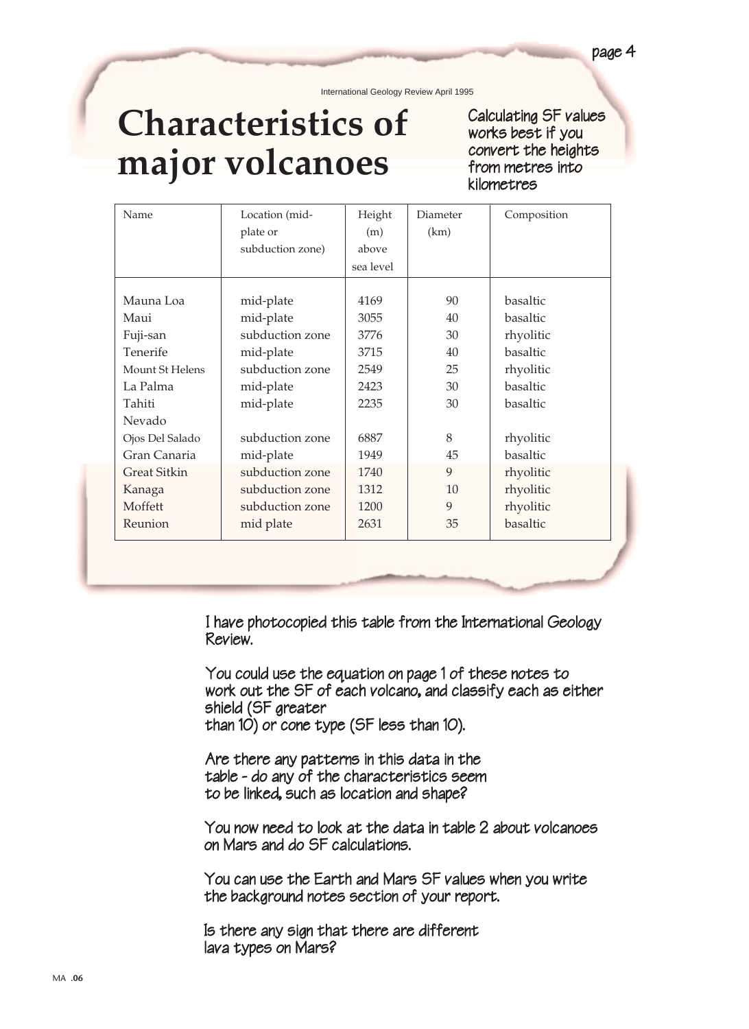International Geology Review April 1995

# Characteristics of major volcanoes

Calculating SF values works best if you convert the heights from metres into kilometres

| Name | Location (mid-plate or subduction zone) | Height (m) above sea level | Diameter (km) | Composition |
|---|---|---|---|---|
| Mauna Loa | mid-plate | 4169 | 90 | basaltic |
| Maui | mid-plate | 3055 | 40 | basaltic |
| Fuji-san | subduction zone | 3776 | 30 | rhyolitic |
| Tenerife | mid-plate | 3715 | 40 | basaltic |
| Mount St Helens | subduction zone | 2549 | 25 | rhyolitic |
| La Palma | mid-plate | 2423 | 30 | basaltic |
| Tahiti | mid-plate | 2235 | 30 | basaltic |
| Nevado Ojos Del Salado | subduction zone | 6887 | 8 | rhyolitic |
| Gran Canaria | mid-plate | 1949 | 45 | basaltic |
| Great Sitkin | subduction zone | 1740 | 9 | rhyolitic |
| Kanaga | subduction zone | 1312 | 10 | rhyolitic |
| Moffett | subduction zone | 1200 | 9 | rhyolitic |
| Reunion | mid plate | 2631 | 35 | basaltic |

I have photocopied this table from the International Geology Review.

You could use the equation on page 1 of these notes to work out the SF of each volcano, and classify each as either shield (SF greater than 10) or cone type (SF less than 10).

Are there any patterns in this data in the table - do any of the characteristics seem to be linked, such as location and shape?

You now need to look at the data in table 2 about volcanoes on Mars and do SF calculations.

You can use the Earth and Mars SF values when you write the background notes section of your report.

Is there any sign that there are different lava types on Mars?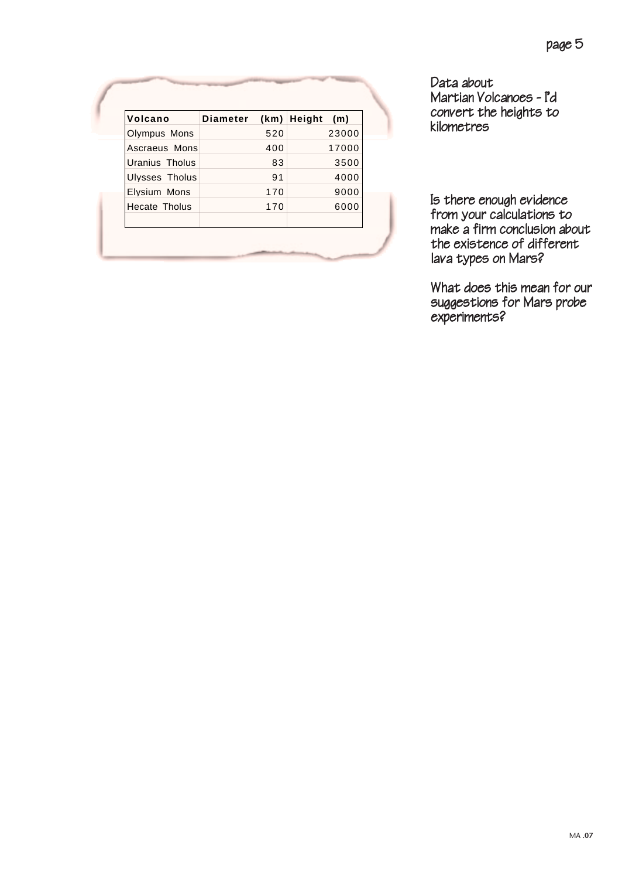| Volcano | Diameter (km) | Height (m) |
|---|---|---|
| Olympus Mons | 520 | 23000 |
| Ascraeus Mons | 400 | 17000 |
| Uranius Tholus | 83 | 3500 |
| Ulysses Tholus | 91 | 4000 |
| Elysium Mons | 170 | 9000 |
| Hecate Tholus | 170 | 6000 |
| | | |

Data about Martian Volcanoes - I'd convert the heights to kilometres

Is there enough evidence from your calculations to make a firm conclusion about the existence of different lava types on Mars?

What does this mean for our suggestions for Mars probe experiments?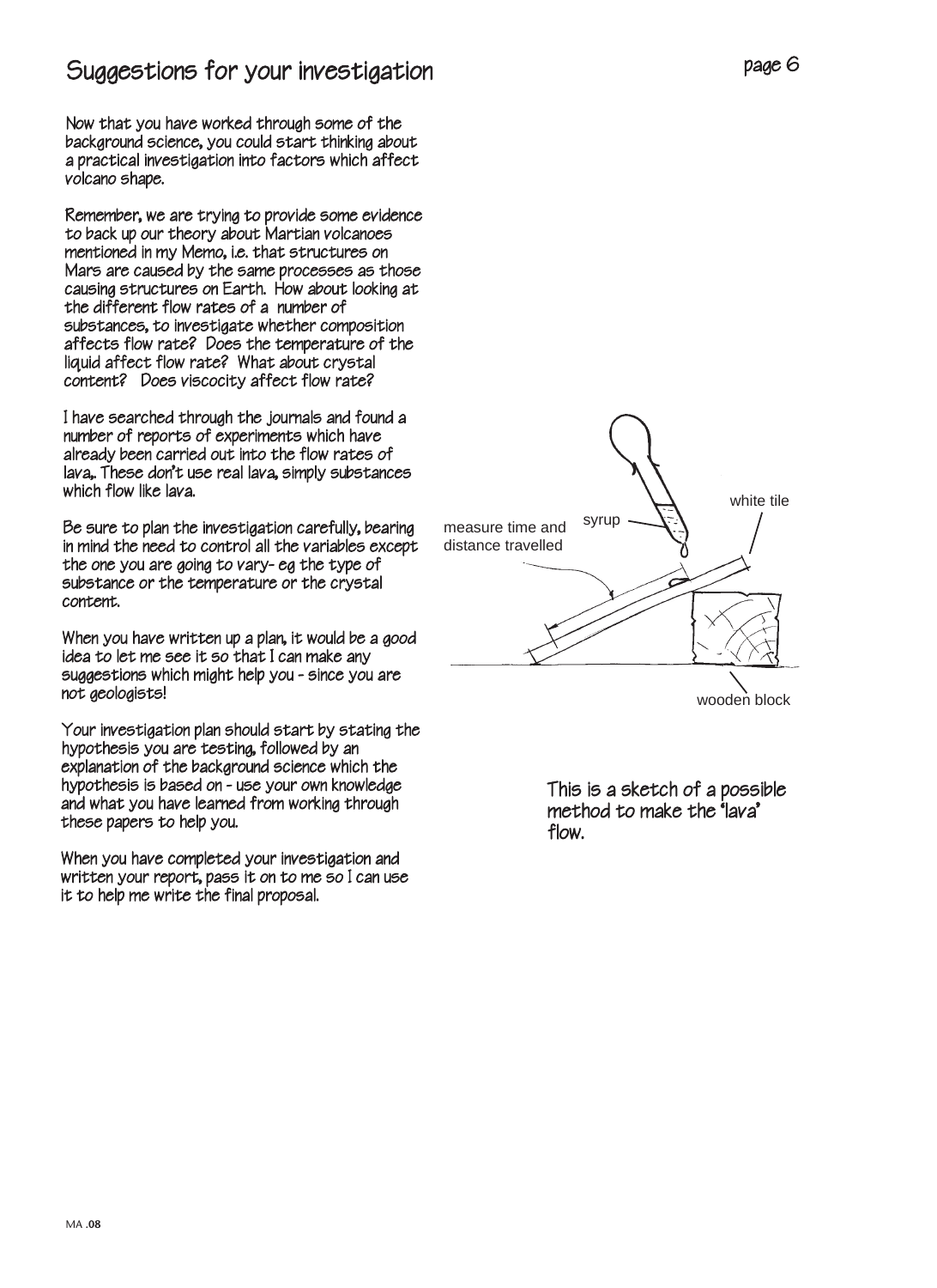# Suggestions for your investigation

Now that you have worked through some of the background science, you could start thinking about a practical investigation into factors which affect volcano shape.

Remember, we are trying to provide some evidence to back up our theory about Martian volcanoes mentioned in my Memo, i.e. that structures on Mars are caused by the same processes as those causing structures on Earth. How about looking at the different flow rates of a number of substances, to investigate whether composition affects flow rate? Does the temperature of the liquid affect flow rate? What about crystal content? Does viscocity affect flow rate?

I have searched through the journals and found a number of reports of experiments which have already been carried out into the flow rates of lava,. These don't use real lava, simply substances which flow like lava.

Be sure to plan the investigation carefully, bearing in mind the need to control all the variables except the one you are going to vary- eg the type of substance or the temperature or the crystal content.

When you have written up a plan, it would be a good idea to let me see it so that I can make any suggestions which might help you - since you are not geologists!

Your investigation plan should start by stating the hypothesis you are testing, followed by an explanation of the background science which the hypothesis is based on - use your own knowledge and what you have learned from working through these papers to help you.

When you have completed your investigation and written your report, pass it on to me so I can use it to help me write the final proposal.

white tile

syrup

measure time and distance travelled

wooden block

This is a sketch of a possible method to make the 'lava' flow.

MA .08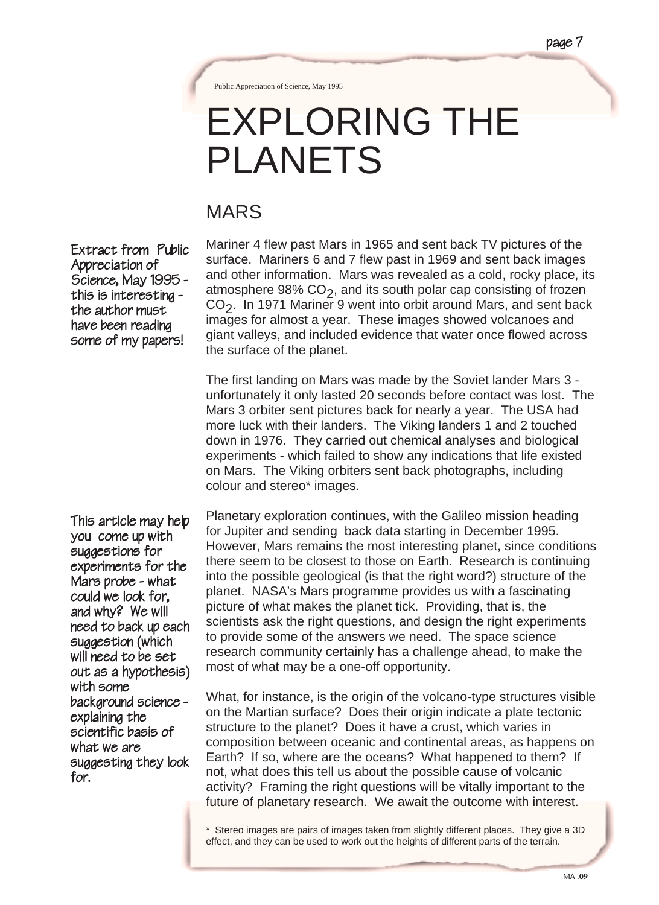Public Appreciation of Science, May 1995

# EXPLORING THE PLANETS

## MARS

Extract from Public Appreciation of Science, May 1995 - this is interesting - the author must have been reading some of my papers!

Mariner 4 flew past Mars in 1965 and sent back TV pictures of the surface. Mariners 6 and 7 flew past in 1969 and sent back images and other information. Mars was revealed as a cold, rocky place, its atmosphere 98% $CO_2$, and its south polar cap consisting of frozen $CO_2$. In 1971 Mariner 9 went into orbit around Mars, and sent back images for almost a year. These images showed volcanoes and giant valleys, and included evidence that water once flowed across the surface of the planet.

The first landing on Mars was made by the Soviet lander Mars 3 - unfortunately it only lasted 20 seconds before contact was lost. The Mars 3 orbiter sent pictures back for nearly a year. The USA had more luck with their landers. The Viking landers 1 and 2 touched down in 1976. They carried out chemical analyses and biological experiments - which failed to show any indications that life existed on Mars. The Viking orbiters sent back photographs, including colour and stereo* images.

This article may help you come up with suggestions for experiments for the Mars probe - what could we look for, and why? We will need to back up each suggestion (which will need to be set out as a hypothesis) with some background science - explaining the scientific basis of what we are suggesting they look for.

Planetary exploration continues, with the Galileo mission heading for Jupiter and sending back data starting in December 1995. However, Mars remains the most interesting planet, since conditions there seem to be closest to those on Earth. Research is continuing into the possible geological (is that the right word?) structure of the planet. NASA's Mars programme provides us with a fascinating picture of what makes the planet tick. Providing, that is, the scientists ask the right questions, and design the right experiments to provide some of the answers we need. The space science research community certainly has a challenge ahead, to make the most of what may be a one-off opportunity.

What, for instance, is the origin of the volcano-type structures visible on the Martian surface? Does their origin indicate a plate tectonic structure to the planet? Does it have a crust, which varies in composition between oceanic and continental areas, as happens on Earth? If so, where are the oceans? What happened to them? If not, what does this tell us about the possible cause of volcanic activity? Framing the right questions will be vitally important to the future of planetary research. We await the outcome with interest.

* Stereo images are pairs of images taken from slightly different places. They give a 3D effect, and they can be used to work out the heights of different parts of the terrain.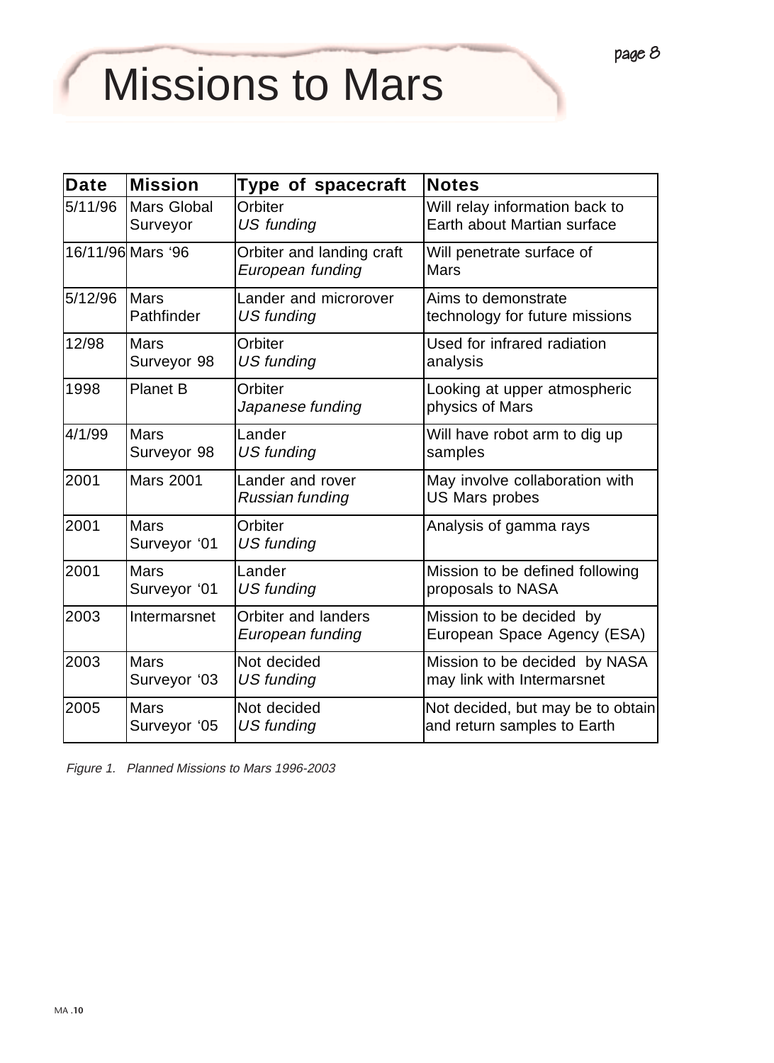# Missions to Mars

| Date | Mission | Type of spacecraft | Notes |
|---|---|---|---|
| 5/11/96 | Mars Global Surveyor | Orbiter *US funding* | Will relay information back to Earth about Martian surface |
| 16/11/96 | Mars '96 | Orbiter and landing craft *European funding* | Will penetrate surface of Mars |
| 5/12/96 | Mars Pathfinder | Lander and microrover *US funding* | Aims to demonstrate technology for future missions |
| 12/98 | Mars Surveyor 98 | Orbiter *US funding* | Used for infrared radiation analysis |
| 1998 | Planet B | Orbiter *Japanese funding* | Looking at upper atmospheric physics of Mars |
| 4/1/99 | Mars Surveyor 98 | Lander *US funding* | Will have robot arm to dig up samples |
| 2001 | Mars 2001 | Lander and rover *Russian funding* | May involve collaboration with US Mars probes |
| 2001 | Mars Surveyor '01 | Orbiter *US funding* | Analysis of gamma rays |
| 2001 | Mars Surveyor '01 | Lander *US funding* | Mission to be defined following proposals to NASA |
| 2003 | Intermarsnet | Orbiter and landers *European funding* | Mission to be decided by European Space Agency (ESA) |
| 2003 | Mars Surveyor '03 | Not decided *US funding* | Mission to be decided by NASA may link with Intermarsnet |
| 2005 | Mars Surveyor '05 | Not decided *US funding* | Not decided, but may be to obtain and return samples to Earth |

*Figure 1. Planned Missions to Mars 1996-2003*